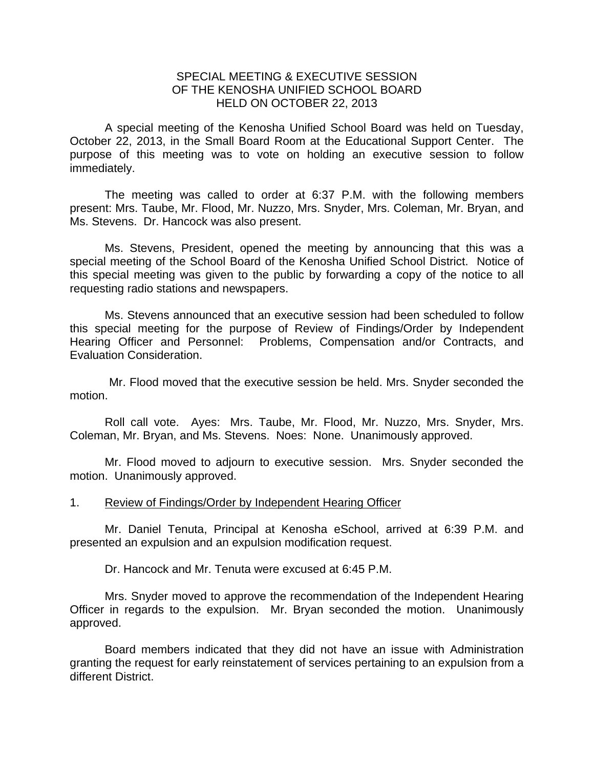# SPECIAL MEETING & EXECUTIVE SESSION OF THE KENOSHA UNIFIED SCHOOL BOARD HELD ON OCTOBER 22, 2013

A special meeting of the Kenosha Unified School Board was held on Tuesday, October 22, 2013, in the Small Board Room at the Educational Support Center. The purpose of this meeting was to vote on holding an executive session to follow immediately.

The meeting was called to order at 6:37 P.M. with the following members present: Mrs. Taube, Mr. Flood, Mr. Nuzzo, Mrs. Snyder, Mrs. Coleman, Mr. Bryan, and Ms. Stevens. Dr. Hancock was also present.

Ms. Stevens, President, opened the meeting by announcing that this was a special meeting of the School Board of the Kenosha Unified School District. Notice of this special meeting was given to the public by forwarding a copy of the notice to all requesting radio stations and newspapers.

Ms. Stevens announced that an executive session had been scheduled to follow this special meeting for the purpose of Review of Findings/Order by Independent Hearing Officer and Personnel: Problems, Compensation and/or Contracts, and Evaluation Consideration.

Mr. Flood moved that the executive session be held. Mrs. Snyder seconded the motion.

Roll call vote. Ayes: Mrs. Taube, Mr. Flood, Mr. Nuzzo, Mrs. Snyder, Mrs. Coleman, Mr. Bryan, and Ms. Stevens. Noes: None. Unanimously approved.

Mr. Flood moved to adjourn to executive session. Mrs. Snyder seconded the motion. Unanimously approved.

1. Review of Findings/Order by Independent Hearing Officer

Mr. Daniel Tenuta, Principal at Kenosha eSchool, arrived at 6:39 P.M. and presented an expulsion and an expulsion modification request.

Dr. Hancock and Mr. Tenuta were excused at 6:45 P.M.

Mrs. Snyder moved to approve the recommendation of the Independent Hearing Officer in regards to the expulsion. Mr. Bryan seconded the motion. Unanimously approved.

Board members indicated that they did not have an issue with Administration granting the request for early reinstatement of services pertaining to an expulsion from a different District.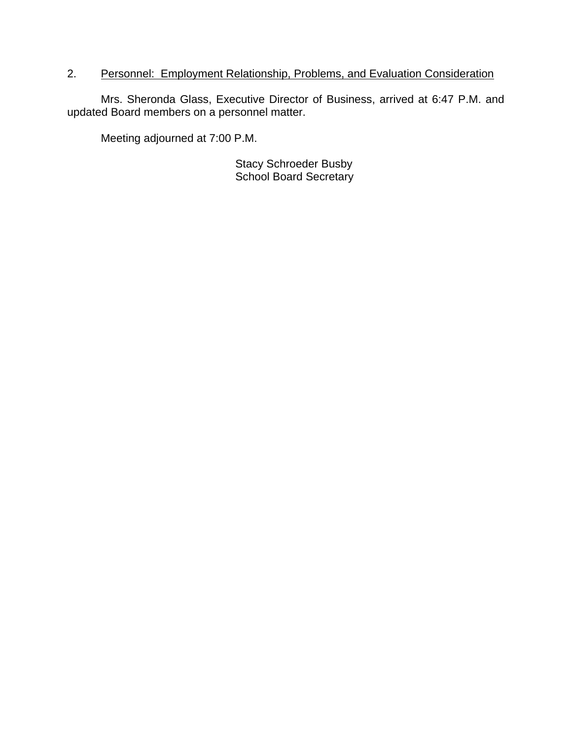2. <u>Personnel: Employment Relationship, Problems, and Evaluation Consideration</u>

Mrs. Sheronda Glass, Executive Director of Business, arrived at 6:47 P.M. and updated Board members on a personnel matter.

Meeting adjourned at 7:00 P.M.

Stacy Schroeder Busby
School Board Secretary